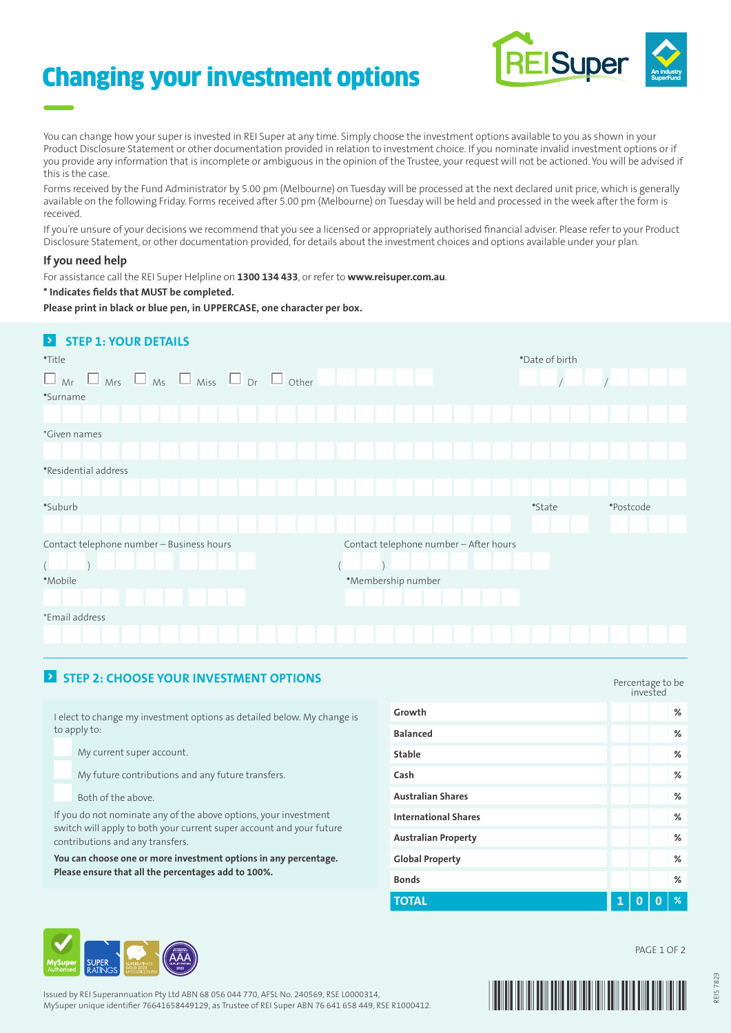# Changing your investment options

You can change how your super is invested in REI Super at any time. Simply choose the investment options available to you as shown in your Product Disclosure Statement or other documentation provided in relation to investment choice. If you nominate invalid investment options or if you provide any information that is incomplete or ambiguous in the opinion of the Trustee, your request will not be actioned. You will be advised if this is the case.

Forms received by the Fund Administrator by 5.00 pm (Melbourne) on Tuesday will be processed at the next declared unit price, which is generally available on the following Friday. Forms received after 5.00 pm (Melbourne) on Tuesday will be held and processed in the week after the form is received.

If you're unsure of your decisions we recommend that you see a licensed or appropriately authorised financial adviser. Please refer to your Product Disclosure Statement, or other documentation provided, for details about the investment choices and options available under your plan.

### If you need help

For assistance call the REI Super Helpline on **1300 134 433**, or refer to **www.reisuper.com.au**.

**\* Indicates fields that MUST be completed.**

**Please print in black or blue pen, in UPPERCASE, one character per box.**

## STEP 1: YOUR DETAILS

*Title

☐ Mr ☐ Mrs ☐ Ms ☐ Miss ☐ Dr ☐ Other

*Date of birth

/ /

*Surname

*Given names

*Residential address

*Suburb

*State

*Postcode

Contact telephone number – Business hours

( )

Contact telephone number – After hours

( )

*Mobile

*Membership number

*Email address

## STEP 2: CHOOSE YOUR INVESTMENT OPTIONS

I elect to change my investment options as detailed below. My change is to apply to:

☐ My current super account.

☐ My future contributions and any future transfers.

☐ Both of the above.

If you do not nominate any of the above options, your investment switch will apply to both your current super account and your future contributions and any transfers.

**You can choose one or more investment options in any percentage. Please ensure that all the percentages add to 100%.**

| | Percentage to be invested |
|---|---|
| **Growth** | % |
| **Balanced** | % |
| **Stable** | % |
| **Cash** | % |
| **Australian Shares** | % |
| **International Shares** | % |
| **Australian Property** | % |
| **Global Property** | % |
| **Bonds** | % |
| **TOTAL** | 100 % |

Issued by REI Superannuation Pty Ltd ABN 68 056 044 770, AFSL No. 240569, RSE L0000314,
MySuper unique identifier 76641658449129, as Trustee of REI Super ABN 76 641 658 449, RSE R1000412.

REIS 7823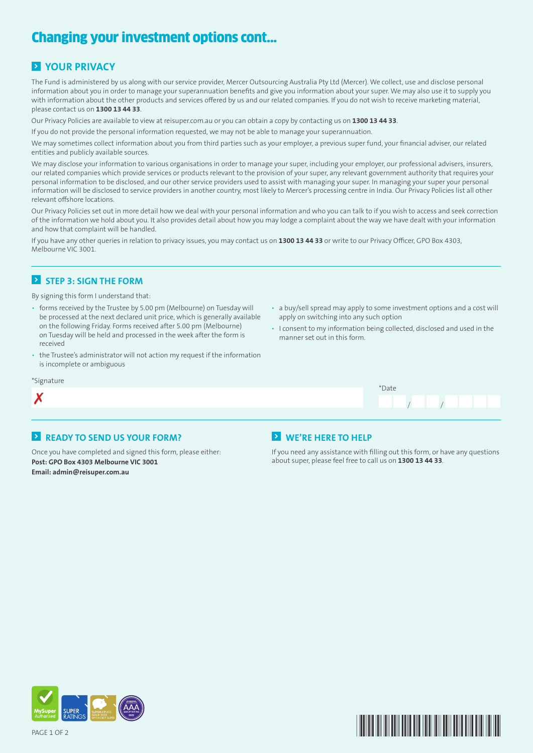# Changing your investment options cont...

## YOUR PRIVACY

The Fund is administered by us along with our service provider, Mercer Outsourcing Australia Pty Ltd (Mercer). We collect, use and disclose personal information about you in order to manage your superannuation benefits and give you information about your super. We may also use it to supply you with information about the other products and services offered by us and our related companies. If you do not wish to receive marketing material, please contact us on **1300 13 44 33**.

Our Privacy Policies are available to view at reisuper.com.au or you can obtain a copy by contacting us on **1300 13 44 33**.

If you do not provide the personal information requested, we may not be able to manage your superannuation.

We may sometimes collect information about you from third parties such as your employer, a previous super fund, your financial adviser, our related entities and publicly available sources.

We may disclose your information to various organisations in order to manage your super, including your employer, our professional advisers, insurers, our related companies which provide services or products relevant to the provision of your super, any relevant government authority that requires your personal information to be disclosed, and our other service providers used to assist with managing your super. In managing your super your personal information will be disclosed to service providers in another country, most likely to Mercer's processing centre in India. Our Privacy Policies list all other relevant offshore locations.

Our Privacy Policies set out in more detail how we deal with your personal information and who you can talk to if you wish to access and seek correction of the information we hold about you. It also provides detail about how you may lodge a complaint about the way we have dealt with your information and how that complaint will be handled.

If you have any other queries in relation to privacy issues, you may contact us on **1300 13 44 33** or write to our Privacy Officer, GPO Box 4303, Melbourne VIC 3001.

## STEP 3: SIGN THE FORM

By signing this form I understand that:

- forms received by the Trustee by 5.00 pm (Melbourne) on Tuesday will be processed at the next declared unit price, which is generally available on the following Friday. Forms received after 5.00 pm (Melbourne) on Tuesday will be held and processed in the week after the form is received
- the Trustee's administrator will not action my request if the information is incomplete or ambiguous
- a buy/sell spread may apply to some investment options and a cost will apply on switching into any such option
- I consent to my information being collected, disclosed and used in the manner set out in this form.

*Signature

✗

*Date

__ __ / __ __ / __ __ __ __

## READY TO SEND US YOUR FORM?

Once you have completed and signed this form, please either:

**Post: GPO Box 4303 Melbourne VIC 3001**

**Email: admin@reisuper.com.au**

## WE'RE HERE TO HELP

If you need any assistance with filling out this form, or have any questions about super, please feel free to call us on **1300 13 44 33**.